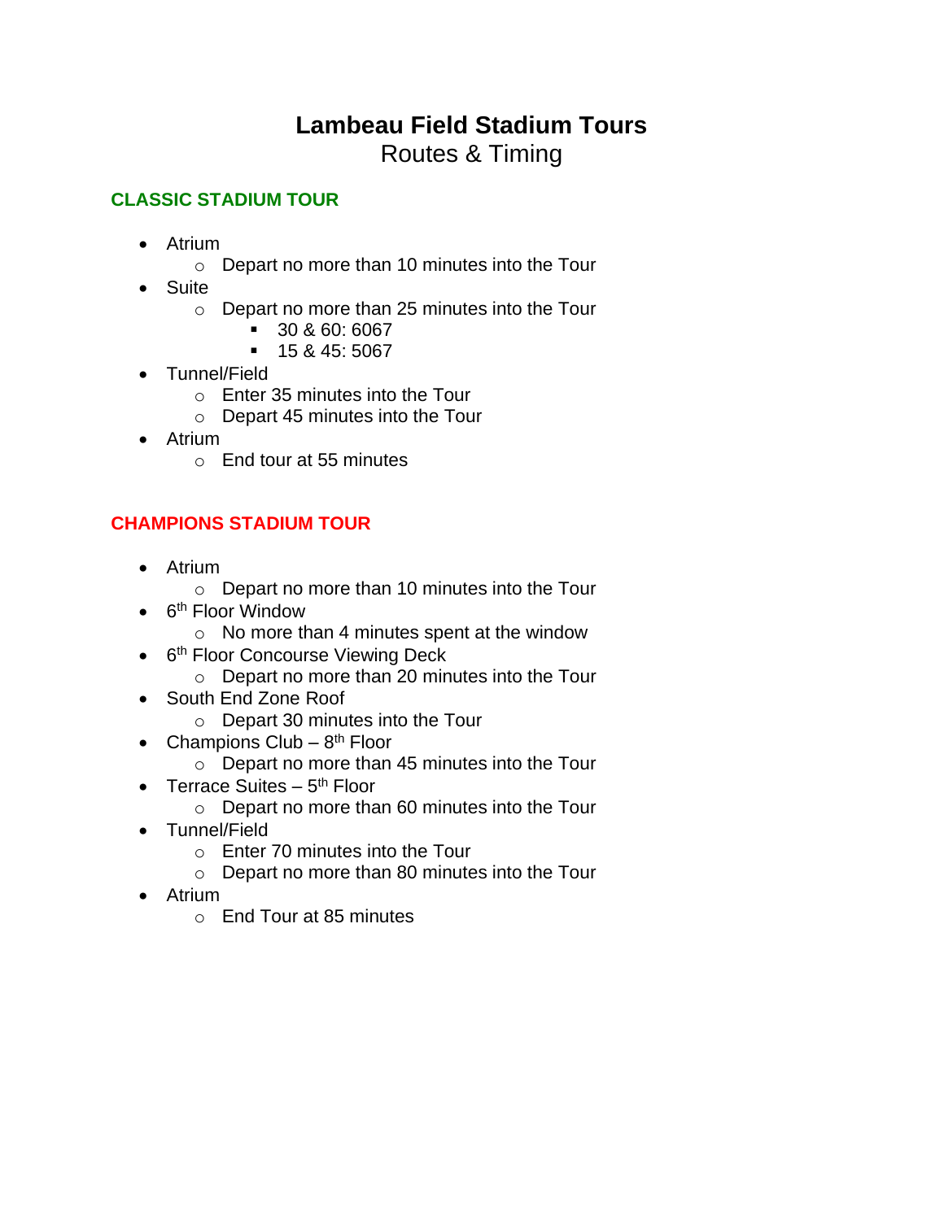# Lambeau Field Stadium Tours

Routes & Timing

## CLASSIC STADIUM TOUR

- Atrium
  - Depart no more than 10 minutes into the Tour
- Suite
  - Depart no more than 25 minutes into the Tour
    - 30 & 60: 6067
    - 15 & 45: 5067
- Tunnel/Field
  - Enter 35 minutes into the Tour
  - Depart 45 minutes into the Tour
- Atrium
  - End tour at 55 minutes

## CHAMPIONS STADIUM TOUR

- Atrium
  - Depart no more than 10 minutes into the Tour
- 6th Floor Window
  - No more than 4 minutes spent at the window
- 6th Floor Concourse Viewing Deck
  - Depart no more than 20 minutes into the Tour
- South End Zone Roof
  - Depart 30 minutes into the Tour
- Champions Club – 8th Floor
  - Depart no more than 45 minutes into the Tour
- Terrace Suites – 5th Floor
  - Depart no more than 60 minutes into the Tour
- Tunnel/Field
  - Enter 70 minutes into the Tour
  - Depart no more than 80 minutes into the Tour
- Atrium
  - End Tour at 85 minutes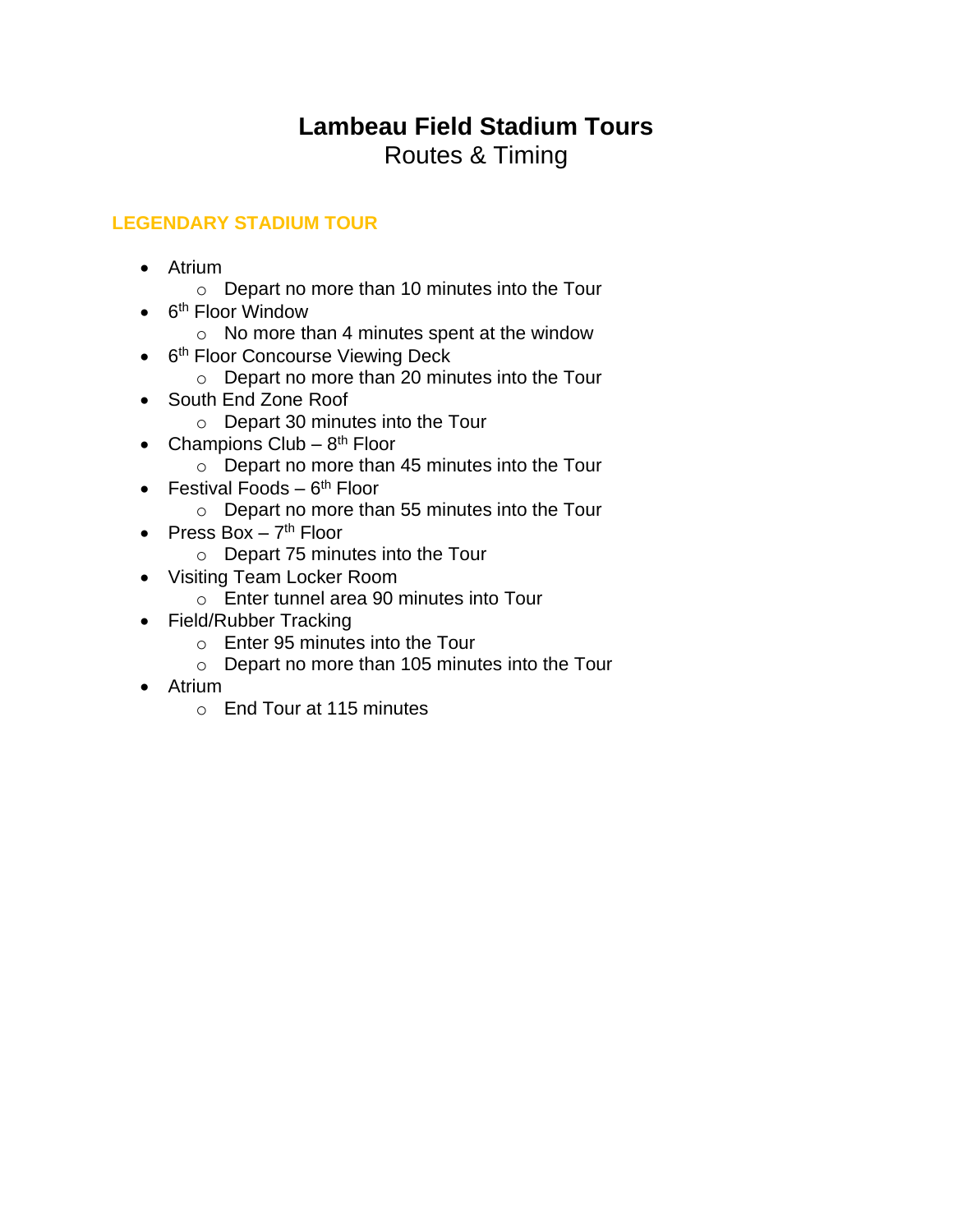# **Lambeau Field Stadium Tours**

Routes & Timing

## LEGENDARY STADIUM TOUR

- Atrium
  - Depart no more than 10 minutes into the Tour
- 6th Floor Window
  - No more than 4 minutes spent at the window
- 6th Floor Concourse Viewing Deck
  - Depart no more than 20 minutes into the Tour
- South End Zone Roof
  - Depart 30 minutes into the Tour
- Champions Club – 8th Floor
  - Depart no more than 45 minutes into the Tour
- Festival Foods – 6th Floor
  - Depart no more than 55 minutes into the Tour
- Press Box – 7th Floor
  - Depart 75 minutes into the Tour
- Visiting Team Locker Room
  - Enter tunnel area 90 minutes into Tour
- Field/Rubber Tracking
  - Enter 95 minutes into the Tour
  - Depart no more than 105 minutes into the Tour
- Atrium
  - End Tour at 115 minutes